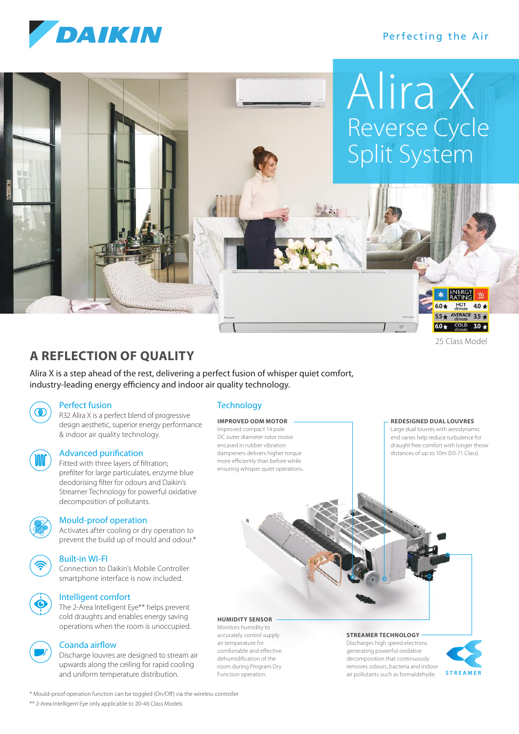DAIKIN

Perfecting the Air

# Alira X

## Reverse Cycle Split System

| ENERGY RATING | | |
|---|---|---|
| 6.0★ | HOT climate | 4.0★ |
| 5.5★ | AVERAGE climate | 3.5★ |
| 6.0★ | COLD climate | 3.0★ |

25 Class Model

## A REFLECTION OF QUALITY

Alira X is a step ahead of the rest, delivering a perfect fusion of whisper quiet comfort, industry-leading energy efficiency and indoor air quality technology.

### Perfect fusion

R32 Alira X is a perfect blend of progressive design aesthetic, superior energy performance & indoor air quality technology.

### Advanced purification

Fitted with three layers of filtration; prefilter for large particulates, enzyme blue deodorising filter for odours and Daikin's Streamer Technology for powerful oxidative decomposition of pollutants.

### Mould-proof operation

Activates after cooling or dry operation to prevent the build up of mould and odour.*

### Built-in WI-FI

Connection to Daikin's Mobile Controller smartphone interface is now included.

### Intelligent comfort

The 2-Area Intelligent Eye** helps prevent cold draughts and enables energy saving operations when the room is unoccupied.

### Coanda airflow

Discharge louvres are designed to stream air upwards along the ceiling for rapid cooling and uniform temperature distribution.

### Technology

**IMPROVED ODM MOTOR**
Improved compact 14 pole DC outer diameter rotor motor encased in rubber vibration dampeners delivers higher torque more efficiently than before while ensuring whisper quiet operations.

**REDESIGNED DUAL LOUVRES**
Large dual louvres with aerodynamic end vanes help reduce turbulence for draught free comfort with longer throw distances of up to 10m (50-71 Class).

**HUMIDITY SENSOR**
Monitors humidity to accurately control supply air temperature for comfortable and effective dehumidification of the room during Program Dry Function operation.

**STREAMER TECHNOLOGY**
Discharges high speed electrons generating powerful oxidative decomposition that continuously removes odours, bacteria and indoor air pollutants such as formaldehyde.

STREAMER

\* Mould-proof operation function can be toggled (On/Off) via the wireless controller

\*\* 2-Area Intelligent Eye only applicable to 20-46 Class Models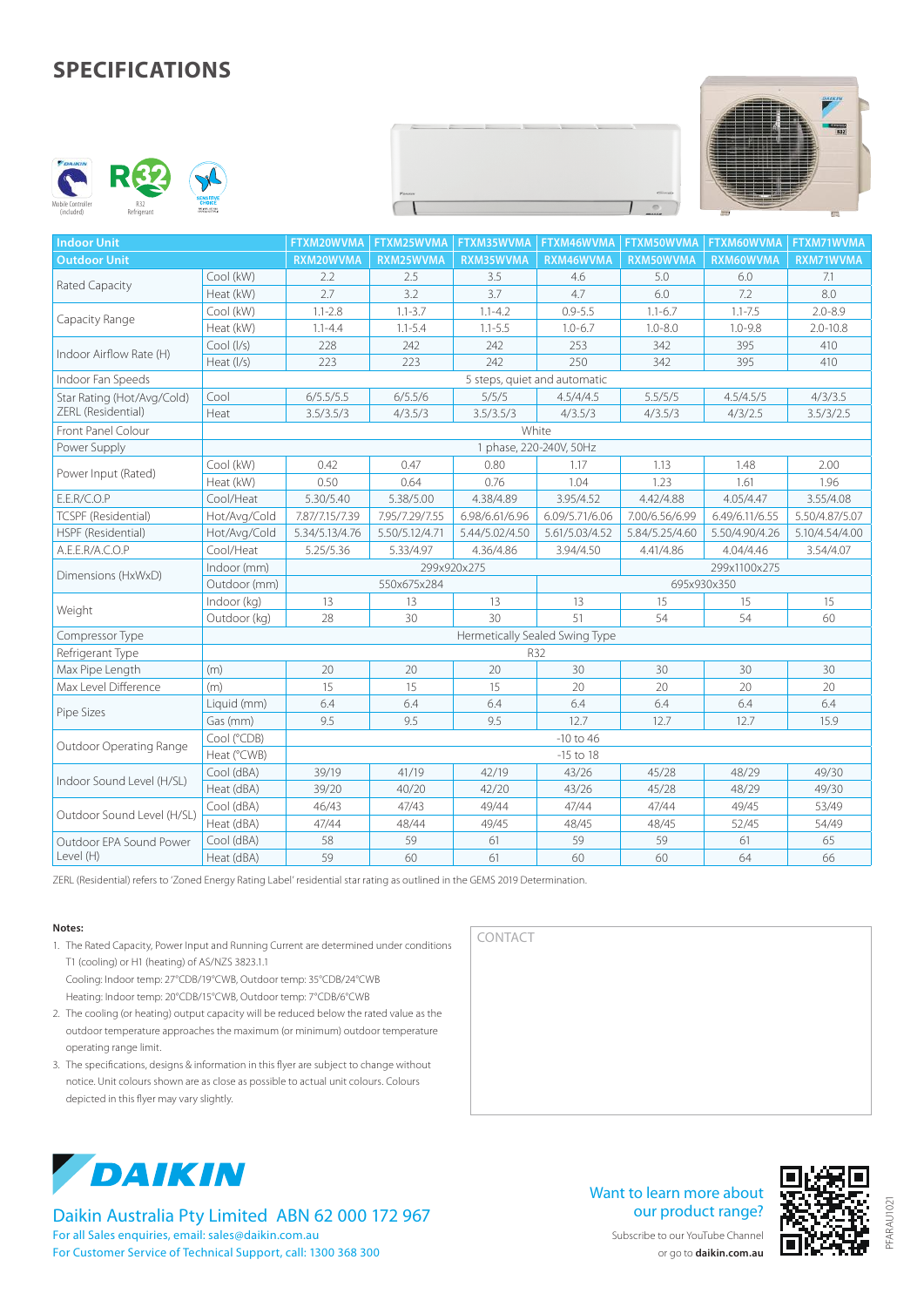# SPECIFICATIONS

Mobile Controller (included)

R32 Refrigerant

| Indoor Unit | | FTXM20WVMA | FTXM25WVMA | FTXM35WVMA | FTXM46WVMA | FTXM50WVMA | FTXM60WVMA | FTXM71WVMA |
|---|---|---|---|---|---|---|---|---|
| Outdoor Unit | | RXM20WVMA | RXM25WVMA | RXM35WVMA | RXM46WVMA | RXM50WVMA | RXM60WVMA | RXM71WVMA |
| Rated Capacity | Cool (kW) | 2.2 | 2.5 | 3.5 | 4.6 | 5.0 | 6.0 | 7.1 |
| | Heat (kW) | 2.7 | 3.2 | 3.7 | 4.7 | 6.0 | 7.2 | 8.0 |
| Capacity Range | Cool (kW) | 1.1-2.8 | 1.1-3.7 | 1.1-4.2 | 0.9-5.5 | 1.1-6.7 | 1.1-7.5 | 2.0-8.9 |
| | Heat (kW) | 1.1-4.4 | 1.1-5.4 | 1.1-5.5 | 1.0-6.7 | 1.0-8.0 | 1.0-9.8 | 2.0-10.8 |
| Indoor Airflow Rate (H) | Cool (l/s) | 228 | 242 | 242 | 253 | 342 | 395 | 410 |
| | Heat (l/s) | 223 | 223 | 242 | 250 | 342 | 395 | 410 |
| Indoor Fan Speeds | | 5 steps, quiet and automatic | | | | | | |
| Star Rating (Hot/Avg/Cold) ZERL (Residential) | Cool | 6/5.5/5.5 | 6/5.5/6 | 5/5/5 | 4.5/4/4.5 | 5.5/5/5 | 4.5/4.5/5 | 4/3/3.5 |
| | Heat | 3.5/3.5/3 | 4/3.5/3 | 3.5/3.5/3 | 4/3.5/3 | 4/3.5/3 | 4/3/2.5 | 3.5/3/2.5 |
| Front Panel Colour | | White | | | | | | |
| Power Supply | | 1 phase, 220-240V, 50Hz | | | | | | |
| Power Input (Rated) | Cool (kW) | 0.42 | 0.47 | 0.80 | 1.17 | 1.13 | 1.48 | 2.00 |
| | Heat (kW) | 0.50 | 0.64 | 0.76 | 1.04 | 1.23 | 1.61 | 1.96 |
| E.E.R/C.O.P | Cool/Heat | 5.30/5.40 | 5.38/5.00 | 4.38/4.89 | 3.95/4.52 | 4.42/4.88 | 4.05/4.47 | 3.55/4.08 |
| TCSPF (Residential) | Hot/Avg/Cold | 7.87/7.15/7.39 | 7.95/7.29/7.55 | 6.98/6.61/6.96 | 6.09/5.71/6.06 | 7.00/6.56/6.99 | 6.49/6.11/6.55 | 5.50/4.87/5.07 |
| HSPF (Residential) | Hot/Avg/Cold | 5.34/5.13/4.76 | 5.50/5.12/4.71 | 5.44/5.02/4.50 | 5.61/5.03/4.52 | 5.84/5.25/4.60 | 5.50/4.90/4.26 | 5.10/4.54/4.00 |
| A.E.E.R/A.C.O.P | Cool/Heat | 5.25/5.36 | 5.33/4.97 | 4.36/4.86 | 3.94/4.50 | 4.41/4.86 | 4.04/4.46 | 3.54/4.07 |
| Dimensions (HxWxD) | Indoor (mm) | 299x920x275 | | | | 299x1100x275 | | |
| | Outdoor (mm) | 550x675x284 | | | 695x930x350 | | | |
| Weight | Indoor (kg) | 13 | 13 | 13 | 13 | 15 | 15 | 15 |
| | Outdoor (kg) | 28 | 30 | 30 | 51 | 54 | 54 | 60 |
| Compressor Type | | Hermetically Sealed Swing Type | | | | | | |
| Refrigerant Type | | R32 | | | | | | |
| Max Pipe Length | (m) | 20 | 20 | 20 | 30 | 30 | 30 | 30 |
| Max Level Difference | (m) | 15 | 15 | 15 | 20 | 20 | 20 | 20 |
| Pipe Sizes | Liquid (mm) | 6.4 | 6.4 | 6.4 | 6.4 | 6.4 | 6.4 | 6.4 |
| | Gas (mm) | 9.5 | 9.5 | 9.5 | 12.7 | 12.7 | 12.7 | 15.9 |
| Outdoor Operating Range | Cool (°CDB) | -10 to 46 | | | | | | |
| | Heat (°CWB) | -15 to 18 | | | | | | |
| Indoor Sound Level (H/SL) | Cool (dBA) | 39/19 | 41/19 | 42/19 | 43/26 | 45/28 | 48/29 | 49/30 |
| | Heat (dBA) | 39/20 | 40/20 | 42/20 | 43/26 | 45/28 | 48/29 | 49/30 |
| Outdoor Sound Level (H/SL) | Cool (dBA) | 46/43 | 47/43 | 49/44 | 47/44 | 47/44 | 49/45 | 53/49 |
| | Heat (dBA) | 47/44 | 48/44 | 49/45 | 48/45 | 48/45 | 52/45 | 54/49 |
| Outdoor EPA Sound Power Level (H) | Cool (dBA) | 58 | 59 | 61 | 59 | 59 | 61 | 65 |
| | Heat (dBA) | 59 | 60 | 61 | 60 | 60 | 64 | 66 |

ZERL (Residential) refers to 'Zoned Energy Rating Label' residential star rating as outlined in the GEMS 2019 Determination.

**Notes:**

1. The Rated Capacity, Power Input and Running Current are determined under conditions T1 (cooling) or H1 (heating) of AS/NZS 3823.1.1
   Cooling: Indoor temp: 27°CDB/19°CWB, Outdoor temp: 35°CDB/24°CWB
   Heating: Indoor temp: 20°CDB/15°CWB, Outdoor temp: 7°CDB/6°CWB
2. The cooling (or heating) output capacity will be reduced below the rated value as the outdoor temperature approaches the maximum (or minimum) outdoor temperature operating range limit.
3. The specifications, designs & information in this flyer are subject to change without notice. Unit colours shown are as close as possible to actual unit colours. Colours depicted in this flyer may vary slightly.

CONTACT

DAIKIN

Daikin Australia Pty Limited ABN 62 000 172 967

For all Sales enquiries, email: sales@daikin.com.au

For Customer Service of Technical Support, call: 1300 368 300

Want to learn more about our product range?

Subscribe to our YouTube Channel or go to **daikin.com.au**

PFARAU1021